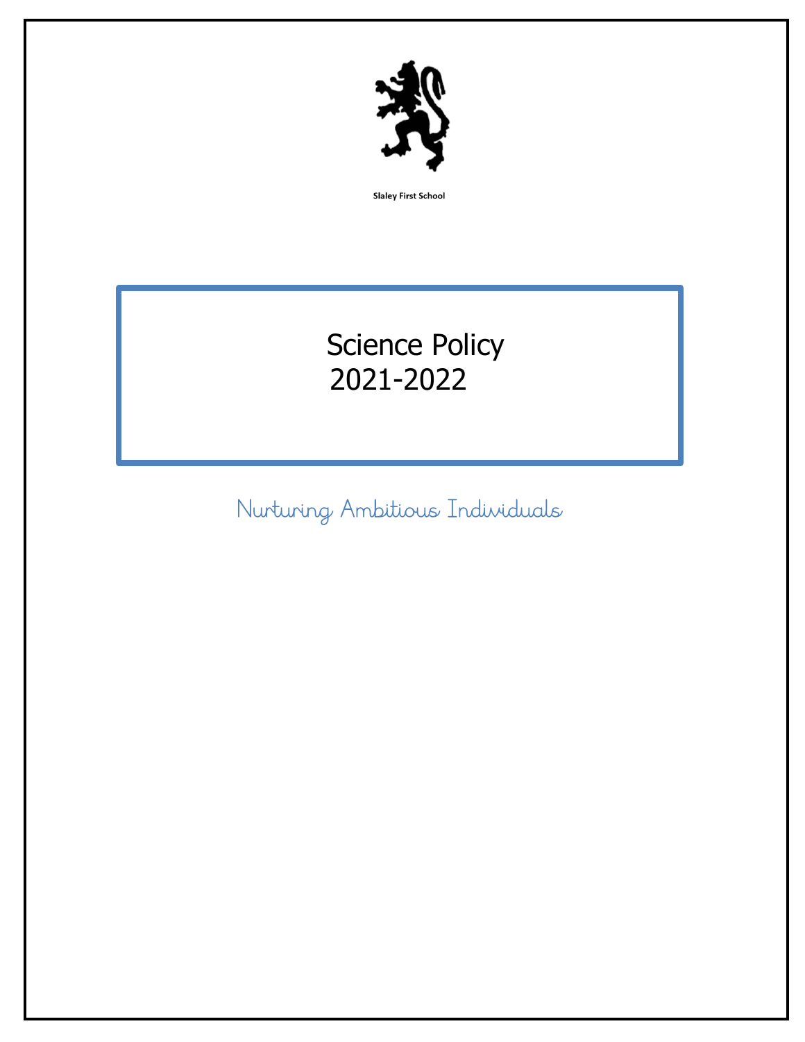Slaley First School

# Science Policy
# 2021-2022

*Nurturing Ambitious Individuals*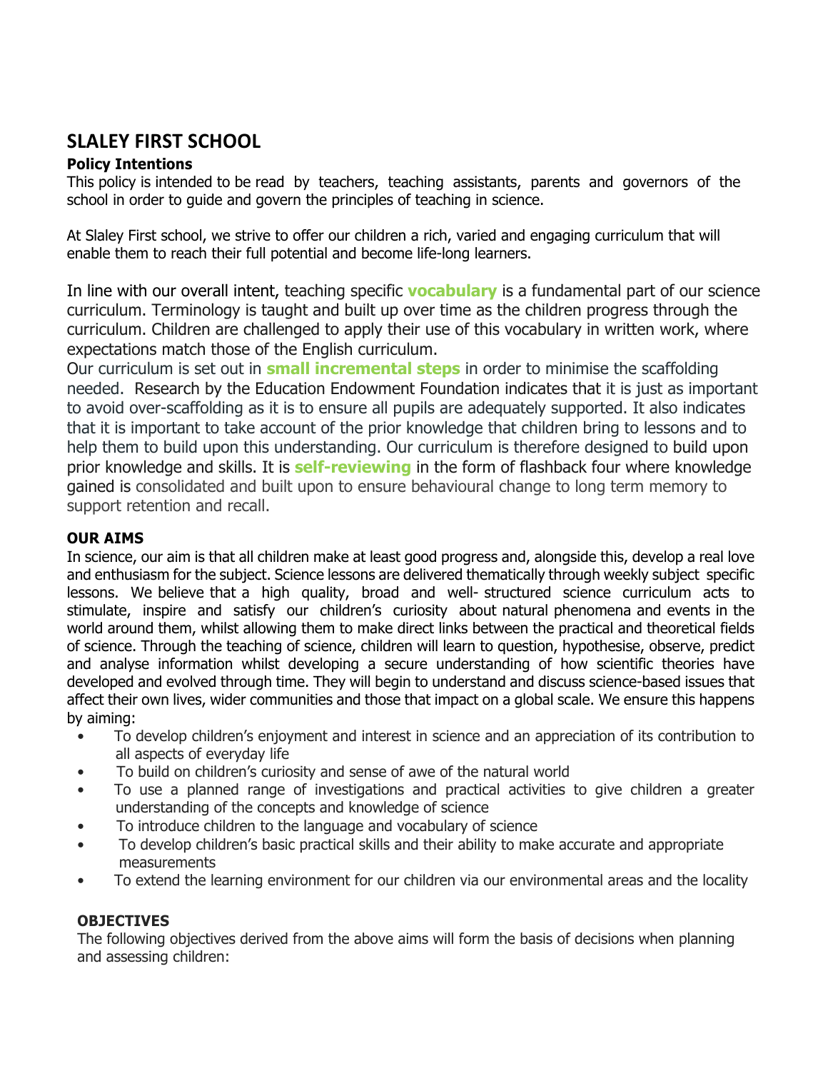## SLALEY FIRST SCHOOL

**Policy Intentions**

This policy is intended to be read by teachers, teaching assistants, parents and governors of the school in order to guide and govern the principles of teaching in science.

At Slaley First school, we strive to offer our children a rich, varied and engaging curriculum that will enable them to reach their full potential and become life-long learners.

In line with our overall intent, teaching specific **vocabulary** is a fundamental part of our science curriculum. Terminology is taught and built up over time as the children progress through the curriculum. Children are challenged to apply their use of this vocabulary in written work, where expectations match those of the English curriculum.

Our curriculum is set out in **small incremental steps** in order to minimise the scaffolding needed. Research by the Education Endowment Foundation indicates that it is just as important to avoid over-scaffolding as it is to ensure all pupils are adequately supported. It also indicates that it is important to take account of the prior knowledge that children bring to lessons and to help them to build upon this understanding. Our curriculum is therefore designed to build upon prior knowledge and skills. It is **self-reviewing** in the form of flashback four where knowledge gained is consolidated and built upon to ensure behavioural change to long term memory to support retention and recall.

**OUR AIMS**

In science, our aim is that all children make at least good progress and, alongside this, develop a real love and enthusiasm for the subject. Science lessons are delivered thematically through weekly subject specific lessons. We believe that a high quality, broad and well- structured science curriculum acts to stimulate, inspire and satisfy our children's curiosity about natural phenomena and events in the world around them, whilst allowing them to make direct links between the practical and theoretical fields of science. Through the teaching of science, children will learn to question, hypothesise, observe, predict and analyse information whilst developing a secure understanding of how scientific theories have developed and evolved through time. They will begin to understand and discuss science-based issues that affect their own lives, wider communities and those that impact on a global scale. We ensure this happens by aiming:

- To develop children's enjoyment and interest in science and an appreciation of its contribution to all aspects of everyday life
- To build on children's curiosity and sense of awe of the natural world
- To use a planned range of investigations and practical activities to give children a greater understanding of the concepts and knowledge of science
- To introduce children to the language and vocabulary of science
- To develop children's basic practical skills and their ability to make accurate and appropriate measurements
- To extend the learning environment for our children via our environmental areas and the locality

**OBJECTIVES**

The following objectives derived from the above aims will form the basis of decisions when planning and assessing children: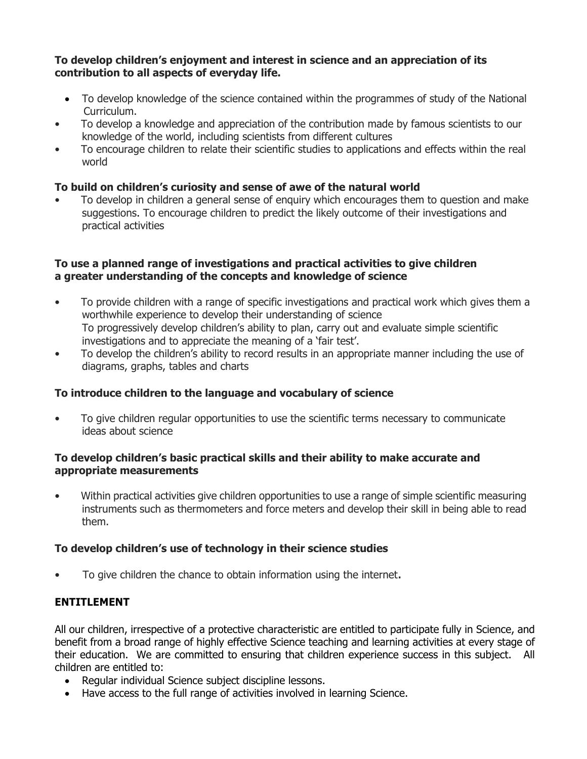**To develop children's enjoyment and interest in science and an appreciation of its contribution to all aspects of everyday life.**

- To develop knowledge of the science contained within the programmes of study of the National Curriculum.
- To develop a knowledge and appreciation of the contribution made by famous scientists to our knowledge of the world, including scientists from different cultures
- To encourage children to relate their scientific studies to applications and effects within the real world

**To build on children's curiosity and sense of awe of the natural world**

- To develop in children a general sense of enquiry which encourages them to question and make suggestions. To encourage children to predict the likely outcome of their investigations and practical activities

**To use a planned range of investigations and practical activities to give children a greater understanding of the concepts and knowledge of science**

- To provide children with a range of specific investigations and practical work which gives them a worthwhile experience to develop their understanding of science
  To progressively develop children's ability to plan, carry out and evaluate simple scientific investigations and to appreciate the meaning of a 'fair test'.
- To develop the children's ability to record results in an appropriate manner including the use of diagrams, graphs, tables and charts

**To introduce children to the language and vocabulary of science**

- To give children regular opportunities to use the scientific terms necessary to communicate ideas about science

**To develop children's basic practical skills and their ability to make accurate and appropriate measurements**

- Within practical activities give children opportunities to use a range of simple scientific measuring instruments such as thermometers and force meters and develop their skill in being able to read them.

**To develop children's use of technology in their science studies**

- To give children the chance to obtain information using the internet**.**

**ENTITLEMENT**

All our children, irrespective of a protective characteristic are entitled to participate fully in Science, and benefit from a broad range of highly effective Science teaching and learning activities at every stage of their education. We are committed to ensuring that children experience success in this subject. All children are entitled to:

- Regular individual Science subject discipline lessons.
- Have access to the full range of activities involved in learning Science.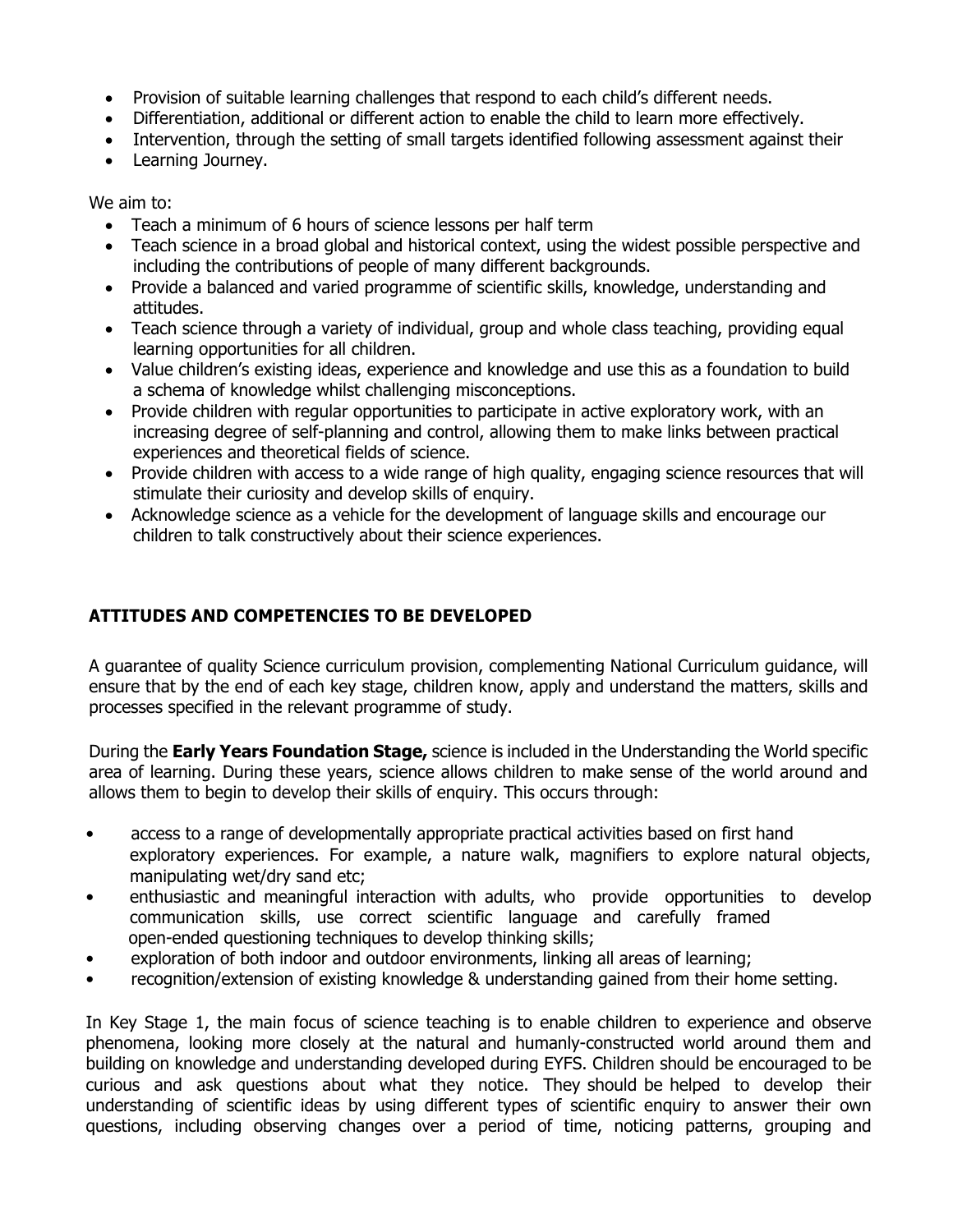- Provision of suitable learning challenges that respond to each child's different needs.
- Differentiation, additional or different action to enable the child to learn more effectively.
- Intervention, through the setting of small targets identified following assessment against their
- Learning Journey.

We aim to:

- Teach a minimum of 6 hours of science lessons per half term
- Teach science in a broad global and historical context, using the widest possible perspective and including the contributions of people of many different backgrounds.
- Provide a balanced and varied programme of scientific skills, knowledge, understanding and attitudes.
- Teach science through a variety of individual, group and whole class teaching, providing equal learning opportunities for all children.
- Value children's existing ideas, experience and knowledge and use this as a foundation to build a schema of knowledge whilst challenging misconceptions.
- Provide children with regular opportunities to participate in active exploratory work, with an increasing degree of self-planning and control, allowing them to make links between practical experiences and theoretical fields of science.
- Provide children with access to a wide range of high quality, engaging science resources that will stimulate their curiosity and develop skills of enquiry.
- Acknowledge science as a vehicle for the development of language skills and encourage our children to talk constructively about their science experiences.

## ATTITUDES AND COMPETENCIES TO BE DEVELOPED

A guarantee of quality Science curriculum provision, complementing National Curriculum guidance, will ensure that by the end of each key stage, children know, apply and understand the matters, skills and processes specified in the relevant programme of study.

During the **Early Years Foundation Stage,** science is included in the Understanding the World specific area of learning. During these years, science allows children to make sense of the world around and allows them to begin to develop their skills of enquiry. This occurs through:

- access to a range of developmentally appropriate practical activities based on first hand exploratory experiences. For example, a nature walk, magnifiers to explore natural objects, manipulating wet/dry sand etc;
- enthusiastic and meaningful interaction with adults, who provide opportunities to develop communication skills, use correct scientific language and carefully framed open-ended questioning techniques to develop thinking skills;
- exploration of both indoor and outdoor environments, linking all areas of learning;
- recognition/extension of existing knowledge & understanding gained from their home setting.

In Key Stage 1, the main focus of science teaching is to enable children to experience and observe phenomena, looking more closely at the natural and humanly-constructed world around them and building on knowledge and understanding developed during EYFS. Children should be encouraged to be curious and ask questions about what they notice. They should be helped to develop their understanding of scientific ideas by using different types of scientific enquiry to answer their own questions, including observing changes over a period of time, noticing patterns, grouping and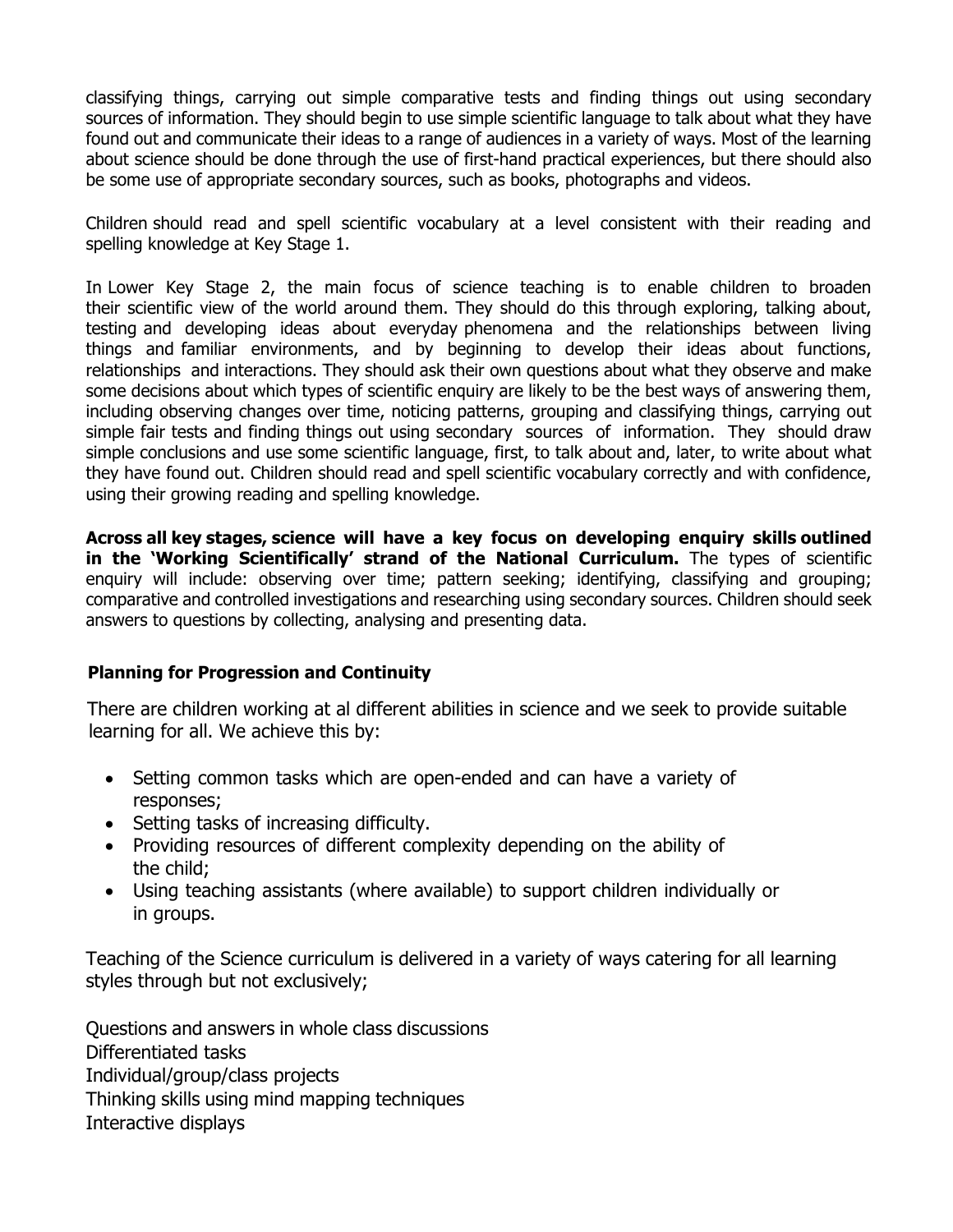classifying things, carrying out simple comparative tests and finding things out using secondary sources of information. They should begin to use simple scientific language to talk about what they have found out and communicate their ideas to a range of audiences in a variety of ways. Most of the learning about science should be done through the use of first-hand practical experiences, but there should also be some use of appropriate secondary sources, such as books, photographs and videos.

Children should read and spell scientific vocabulary at a level consistent with their reading and spelling knowledge at Key Stage 1.

In Lower Key Stage 2, the main focus of science teaching is to enable children to broaden their scientific view of the world around them. They should do this through exploring, talking about, testing and developing ideas about everyday phenomena and the relationships between living things and familiar environments, and by beginning to develop their ideas about functions, relationships and interactions. They should ask their own questions about what they observe and make some decisions about which types of scientific enquiry are likely to be the best ways of answering them, including observing changes over time, noticing patterns, grouping and classifying things, carrying out simple fair tests and finding things out using secondary sources of information. They should draw simple conclusions and use some scientific language, first, to talk about and, later, to write about what they have found out. Children should read and spell scientific vocabulary correctly and with confidence, using their growing reading and spelling knowledge.

**Across all key stages, science will have a key focus on developing enquiry skills outlined in the 'Working Scientifically' strand of the National Curriculum.** The types of scientific enquiry will include: observing over time; pattern seeking; identifying, classifying and grouping; comparative and controlled investigations and researching using secondary sources. Children should seek answers to questions by collecting, analysing and presenting data.

**Planning for Progression and Continuity**

There are children working at al different abilities in science and we seek to provide suitable learning for all. We achieve this by:

- Setting common tasks which are open-ended and can have a variety of responses;
- Setting tasks of increasing difficulty.
- Providing resources of different complexity depending on the ability of the child;
- Using teaching assistants (where available) to support children individually or in groups.

Teaching of the Science curriculum is delivered in a variety of ways catering for all learning styles through but not exclusively;

Questions and answers in whole class discussions
Differentiated tasks
Individual/group/class projects
Thinking skills using mind mapping techniques
Interactive displays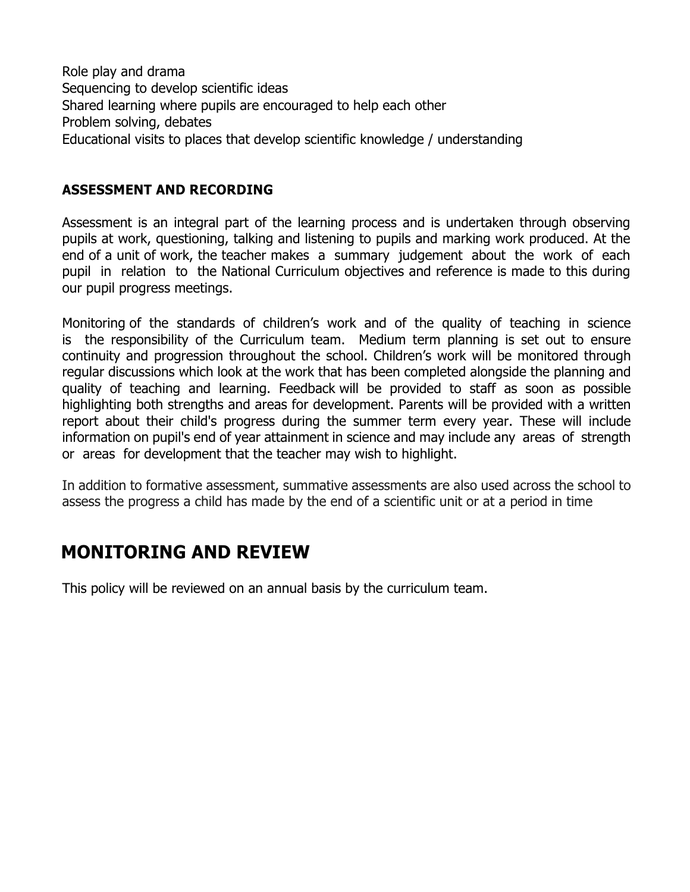Role play and drama
Sequencing to develop scientific ideas
Shared learning where pupils are encouraged to help each other
Problem solving, debates
Educational visits to places that develop scientific knowledge / understanding

**ASSESSMENT AND RECORDING**

Assessment is an integral part of the learning process and is undertaken through observing pupils at work, questioning, talking and listening to pupils and marking work produced. At the end of a unit of work, the teacher makes a summary judgement about the work of each pupil in relation to the National Curriculum objectives and reference is made to this during our pupil progress meetings.

Monitoring of the standards of children's work and of the quality of teaching in science is the responsibility of the Curriculum team. Medium term planning is set out to ensure continuity and progression throughout the school. Children's work will be monitored through regular discussions which look at the work that has been completed alongside the planning and quality of teaching and learning. Feedback will be provided to staff as soon as possible highlighting both strengths and areas for development. Parents will be provided with a written report about their child's progress during the summer term every year. These will include information on pupil's end of year attainment in science and may include any areas of strength or areas for development that the teacher may wish to highlight.

In addition to formative assessment, summative assessments are also used across the school to assess the progress a child has made by the end of a scientific unit or at a period in time

## MONITORING AND REVIEW

This policy will be reviewed on an annual basis by the curriculum team.